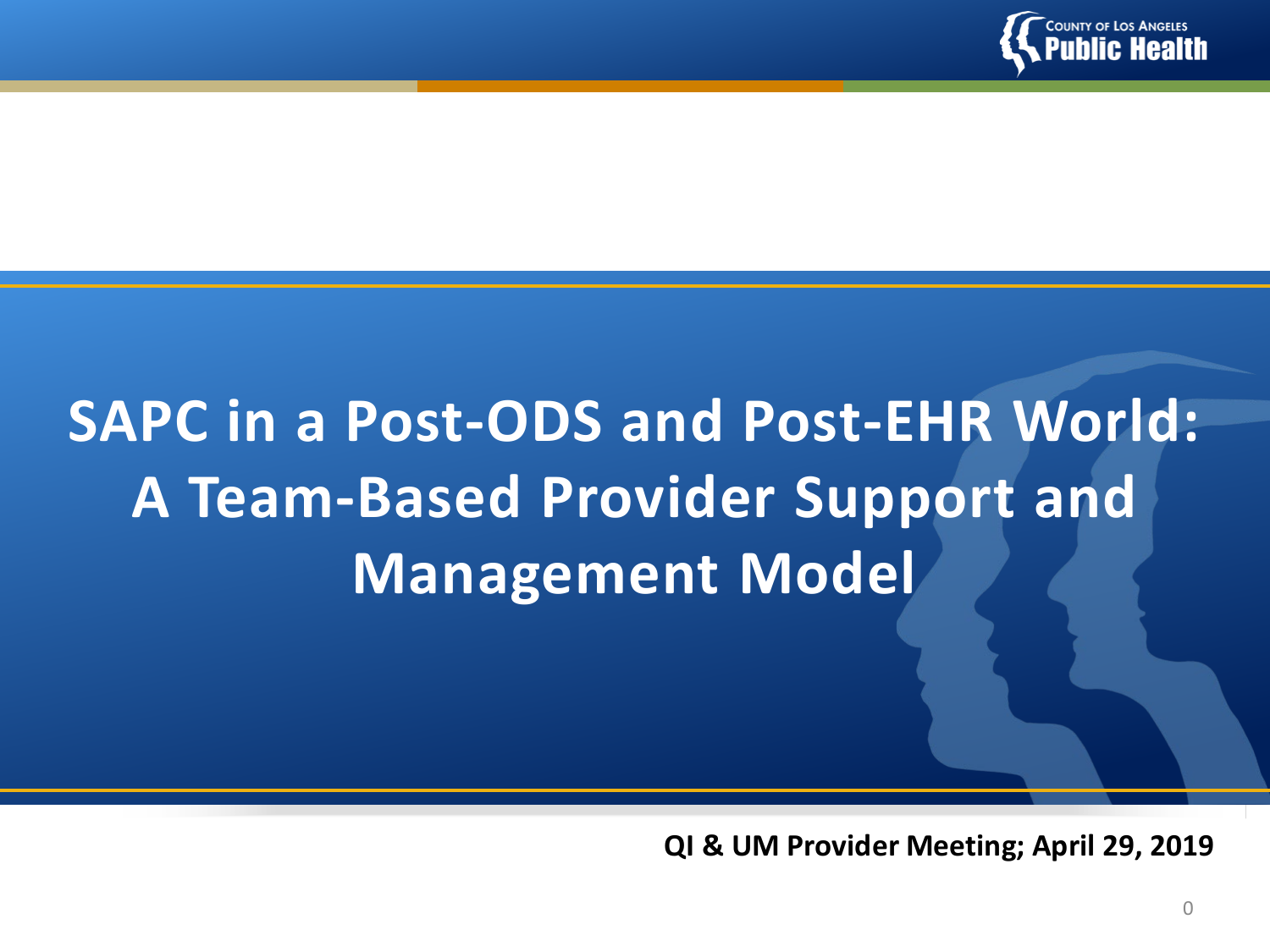# SAPC in a Post-ODS and Post-EHR World: A Team-Based Provider Support and Management Model

**QI & UM Provider Meeting; April 29, 2019**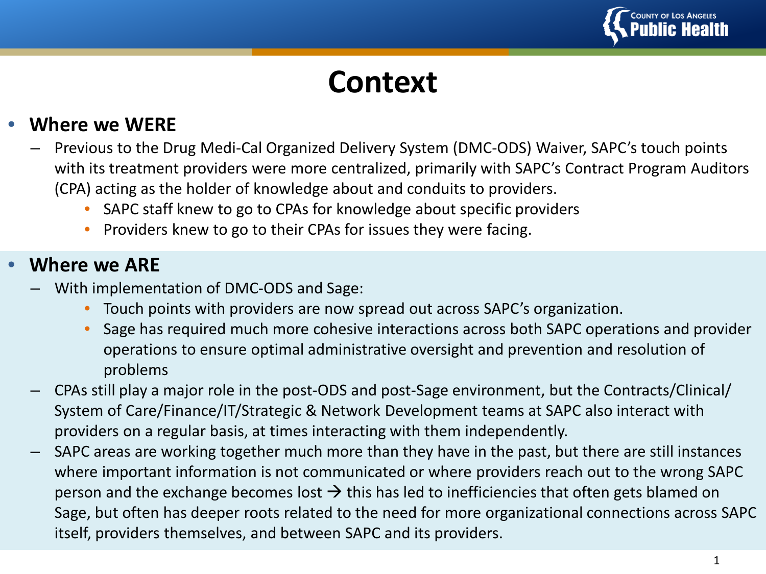# Context

- **Where we WERE**
  - Previous to the Drug Medi-Cal Organized Delivery System (DMC-ODS) Waiver, SAPC's touch points with its treatment providers were more centralized, primarily with SAPC's Contract Program Auditors (CPA) acting as the holder of knowledge about and conduits to providers.
    - SAPC staff knew to go to CPAs for knowledge about specific providers
    - Providers knew to go to their CPAs for issues they were facing.

- **Where we ARE**
  - With implementation of DMC-ODS and Sage:
    - Touch points with providers are now spread out across SAPC's organization.
    - Sage has required much more cohesive interactions across both SAPC operations and provider operations to ensure optimal administrative oversight and prevention and resolution of problems
  - CPAs still play a major role in the post-ODS and post-Sage environment, but the Contracts/Clinical/System of Care/Finance/IT/Strategic & Network Development teams at SAPC also interact with providers on a regular basis, at times interacting with them independently.
  - SAPC areas are working together much more than they have in the past, but there are still instances where important information is not communicated or where providers reach out to the wrong SAPC person and the exchange becomes lost → this has led to inefficiencies that often gets blamed on Sage, but often has deeper roots related to the need for more organizational connections across SAPC itself, providers themselves, and between SAPC and its providers.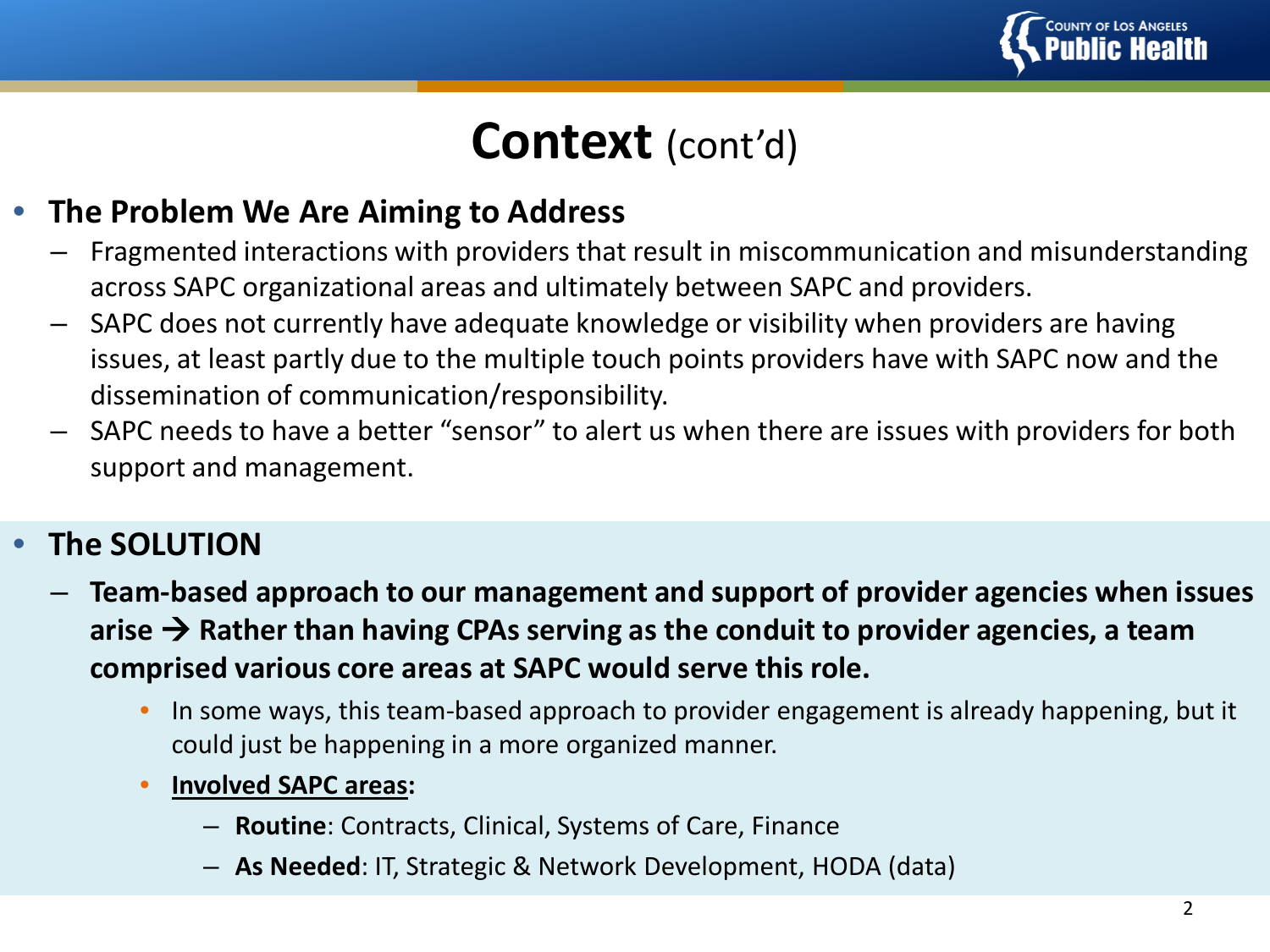# Context (cont'd)

- **The Problem We Are Aiming to Address**
  - Fragmented interactions with providers that result in miscommunication and misunderstanding across SAPC organizational areas and ultimately between SAPC and providers.
  - SAPC does not currently have adequate knowledge or visibility when providers are having issues, at least partly due to the multiple touch points providers have with SAPC now and the dissemination of communication/responsibility.
  - SAPC needs to have a better "sensor" to alert us when there are issues with providers for both support and management.

- **The SOLUTION**
  - **Team-based approach to our management and support of provider agencies when issues arise → Rather than having CPAs serving as the conduit to provider agencies, a team comprised various core areas at SAPC would serve this role.**
    - In some ways, this team-based approach to provider engagement is already happening, but it could just be happening in a more organized manner.
    - **Involved SAPC areas:**
      - **Routine**: Contracts, Clinical, Systems of Care, Finance
      - **As Needed**: IT, Strategic & Network Development, HODA (data)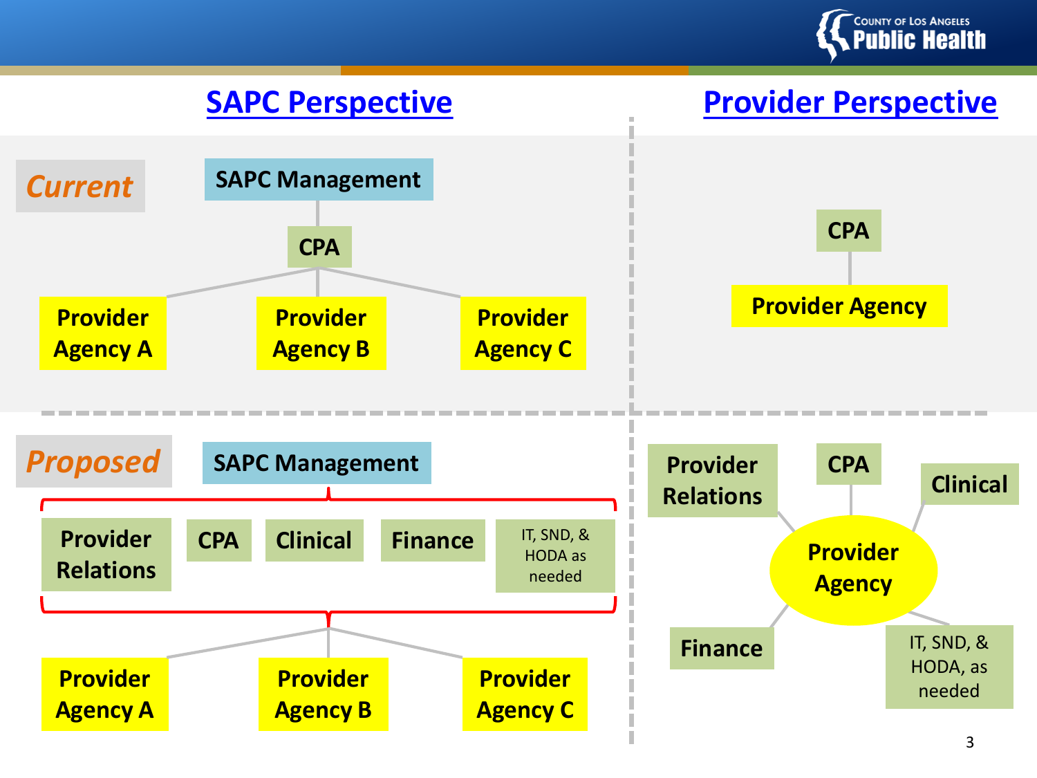## SAPC Perspective

### *Current*

SAPC Management

CPA

Provider Agency A | Provider Agency B | Provider Agency C

### *Proposed*

SAPC Management

Provider Relations | CPA | Clinical | Finance | IT, SND, & HODA as needed

Provider Agency A | Provider Agency B | Provider Agency C

## Provider Perspective

### Current

CPA

Provider Agency

### Proposed

Provider Agency

- Provider Relations
- CPA
- Clinical
- Finance
- IT, SND, & HODA, as needed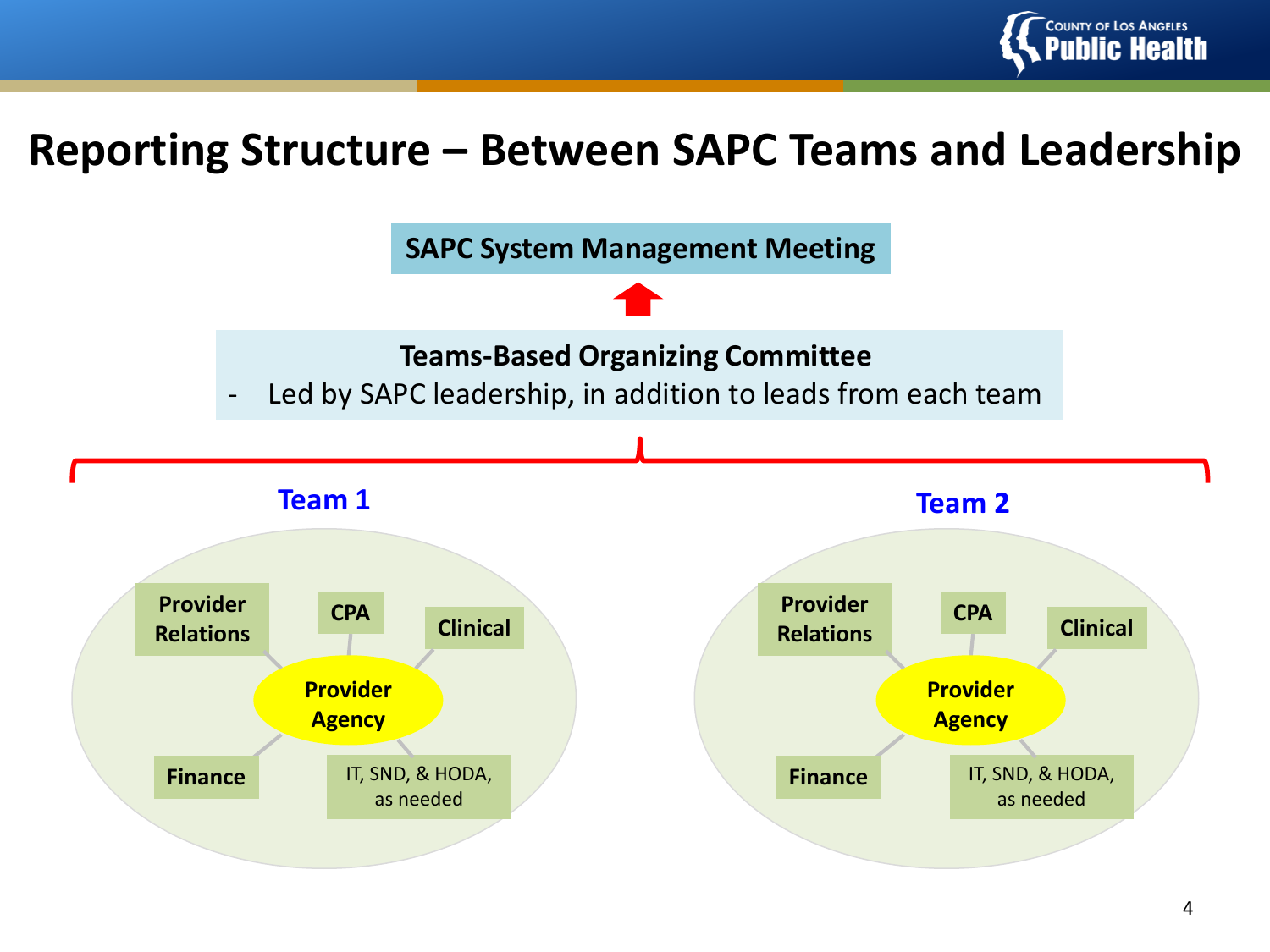# Reporting Structure – Between SAPC Teams and Leadership

**SAPC System Management Meeting**

**Teams-Based Organizing Committee**

- Led by SAPC leadership, in addition to leads from each team

### Team 1

**Provider Agency**

- **Provider Relations**
- **CPA**
- **Clinical**
- **Finance**
- IT, SND, & HODA, as needed

### Team 2

**Provider Agency**

- **Provider Relations**
- **CPA**
- **Clinical**
- **Finance**
- IT, SND, & HODA, as needed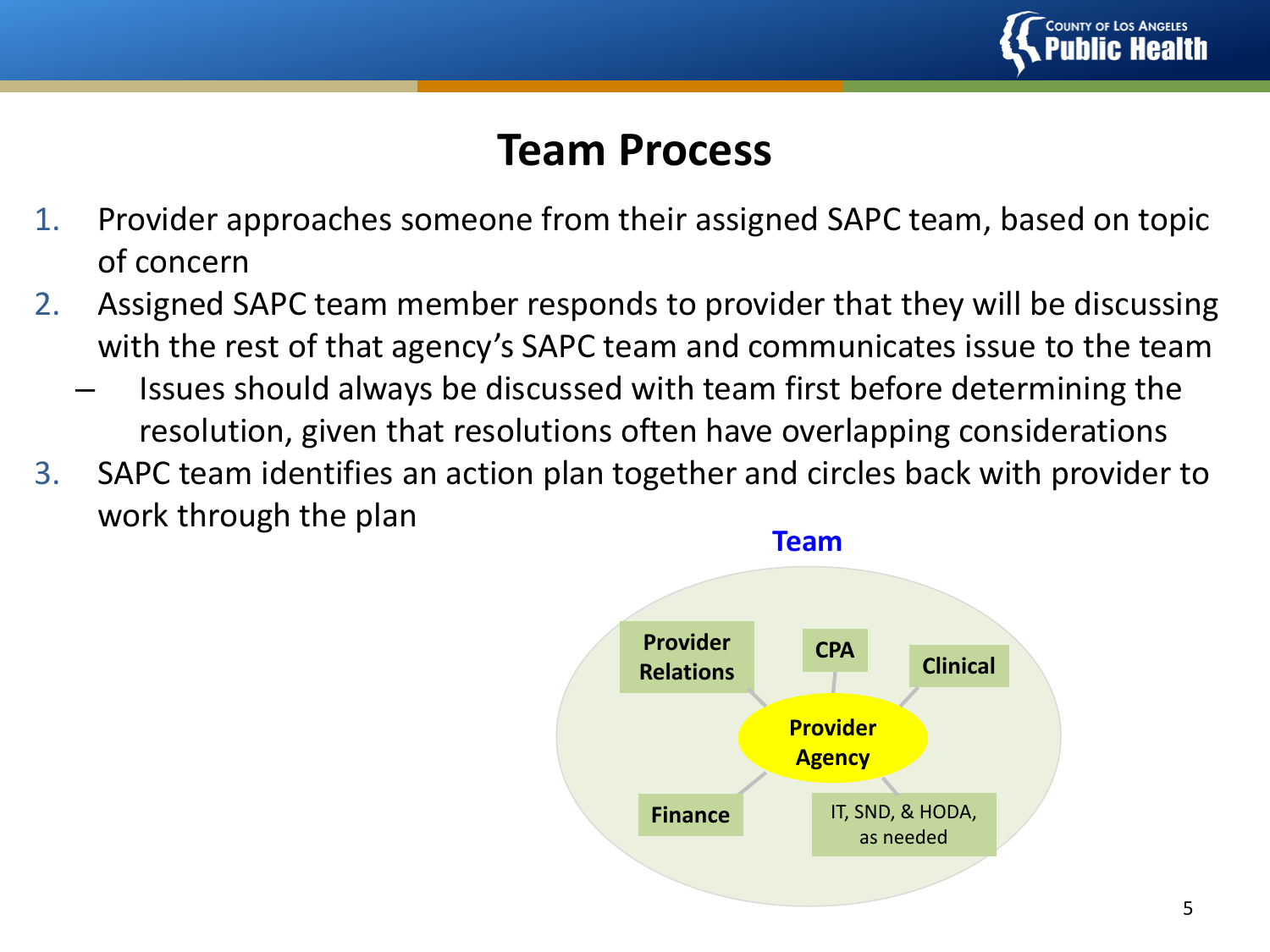# Team Process

1. Provider approaches someone from their assigned SAPC team, based on topic of concern
2. Assigned SAPC team member responds to provider that they will be discussing with the rest of that agency's SAPC team and communicates issue to the team
   - Issues should always be discussed with team first before determining the resolution, given that resolutions often have overlapping considerations
3. SAPC team identifies an action plan together and circles back with provider to work through the plan

Team

Provider Relations

CPA

Clinical

Provider Agency

Finance

IT, SND, & HODA, as needed